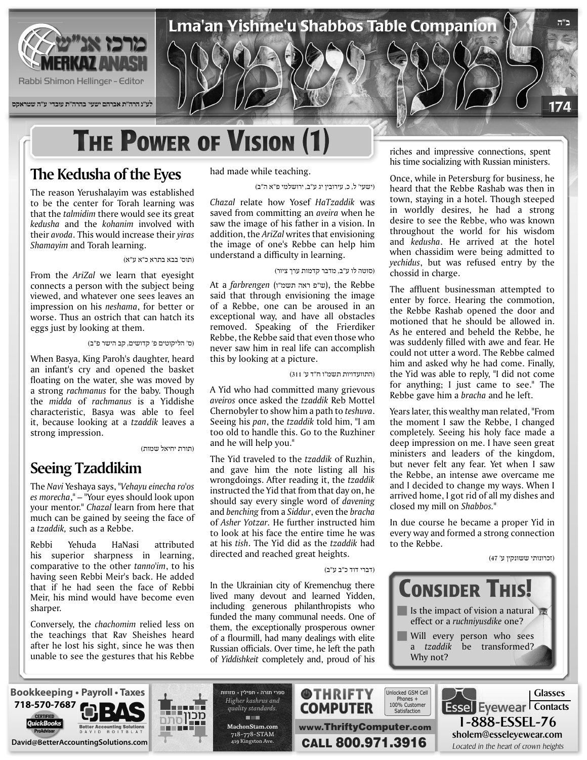# The Power of Vision (1)

## The Kedusha of the Eyes

The reason Yerushalayim was established to be the center for Torah learning was that the *talmidim* there would see its great *kedusha* and the *kohanim* involved with their *avoda*. This would increase their *yiras Shamayim* and Torah learning.

(תוס' בבא בתרא כ"א ע"א)

From the *AriZal* we learn that eyesight connects a person with the subject being viewed, and whatever one sees leaves an impression on his *neshama*, for better or worse. Thus an ostrich that can hatch its eggs just by looking at them.

(ס' הליקוטים פ' קדושים, קב הישר פ"ב)

When Basya, King Paroh's daughter, heard an infant's cry and opened the basket floating on the water, she was moved by a strong *rachmanus* for the baby. Though the *midda* of *rachmanus* is a Yiddishe characteristic, Basya was able to feel it, because looking at a *tzaddik* leaves a strong impression.

(תורת יחיאל שמות)

## Seeing Tzaddikim

The *Navi* Yeshaya says, "*Vehayu einecha ro'os es morecha*," – "Your eyes should look upon your mentor." *Chazal* learn from here that much can be gained by seeing the face of a *tzaddik,* such as a Rebbe.

Rebbi Yehuda HaNasi attributed his superior sharpness in learning, comparative to the other *tanno'im*, to his having seen Rebbi Meir's back. He added that if he had seen the face of Rebbi Meir, his mind would have become even sharper.

Conversely, the *chachomim* relied less on the teachings that Rav Sheishes heard after he lost his sight, since he was then unable to see the gestures that his Rebbe had made while teaching.

(ישעי' ל, כ, עירובין יג ע"ב, ירושלמי פ"א ה"ב)

*Chazal* relate how Yosef *HaTzaddik* was saved from committing an *aveira* when he saw the image of his father in a vision. In addition, the *AriZal* writes that envisioning the image of one's Rebbe can help him understand a difficulty in learning.

(סוטה לו ע"ב, מדבר קדמות ערך ציור)

At a *farbrengen* (ש"פ ראה תשמ"ו), the Rebbe said that through envisioning the image of a Rebbe, one can be aroused in an exceptional way, and have all obstacles removed. Speaking of the Frierdiker Rebbe, the Rebbe said that even those who never saw him in real life can accomplish this by looking at a picture.

(התוועדויות תשמ"ו ח"ד ע' 311)

A Yid who had committed many grievous *aveiros* once asked the *tzaddik* Reb Mottel Chernobyler to show him a path to *teshuva*. Seeing his *pan*, the *tzaddik* told him, "I am too old to handle this. Go to the Ruzhiner and he will help you."

The Yid traveled to the *tzaddik* of Ruzhin, and gave him the note listing all his wrongdoings. After reading it, the *tzaddik* instructed the Yid that from that day on, he should say every single word of *davening* and *benching* from a *Siddur*, even the *bracha* of *Asher Yotzar*. He further instructed him to look at his face the entire time he was at his *tish*. The Yid did as the *tzaddik* had directed and reached great heights.

(דברי דוד כ"ב ע"ב)

In the Ukrainian city of Kremenchug there lived many devout and learned Yidden, including generous philanthropists who funded the many communal needs. One of them, the exceptionally prosperous owner of a flourmill, had many dealings with elite Russian officials. Over time, he left the path of *Yiddishkeit* completely and, proud of his riches and impressive connections, spent his time socializing with Russian ministers.

Once, while in Petersburg for business, he heard that the Rebbe Rashab was then in town, staying in a hotel. Though steeped in worldly desires, he had a strong desire to see the Rebbe, who was known throughout the world for his wisdom and *kedusha*. He arrived at the hotel when chassidim were being admitted to *yechidus*, but was refused entry by the chossid in charge.

The affluent businessman attempted to enter by force. Hearing the commotion, the Rebbe Rashab opened the door and motioned that he should be allowed in. As he entered and beheld the Rebbe, he was suddenly filled with awe and fear. He could not utter a word. The Rebbe calmed him and asked why he had come. Finally, the Yid was able to reply, "I did not come for anything; I just came to see." The Rebbe gave him a *bracha* and he left.

Years later, this wealthy man related, "From the moment I saw the Rebbe, I changed completely. Seeing his holy face made a deep impression on me. I have seen great ministers and leaders of the kingdom, but never felt any fear. Yet when I saw the Rebbe, an intense awe overcame me and I decided to change my ways. When I arrived home, I got rid of all my dishes and closed my mill on *Shabbos*."

In due course he became a proper Yid in every way and formed a strong connection to the Rebbe.

(זכרונותי ששונקין ע' 47)

## Consider This!

- Is the impact of vision a natural effect or a *ruchniyusdike* one?
- Will every person who sees a *tzaddik* be transformed? Why not?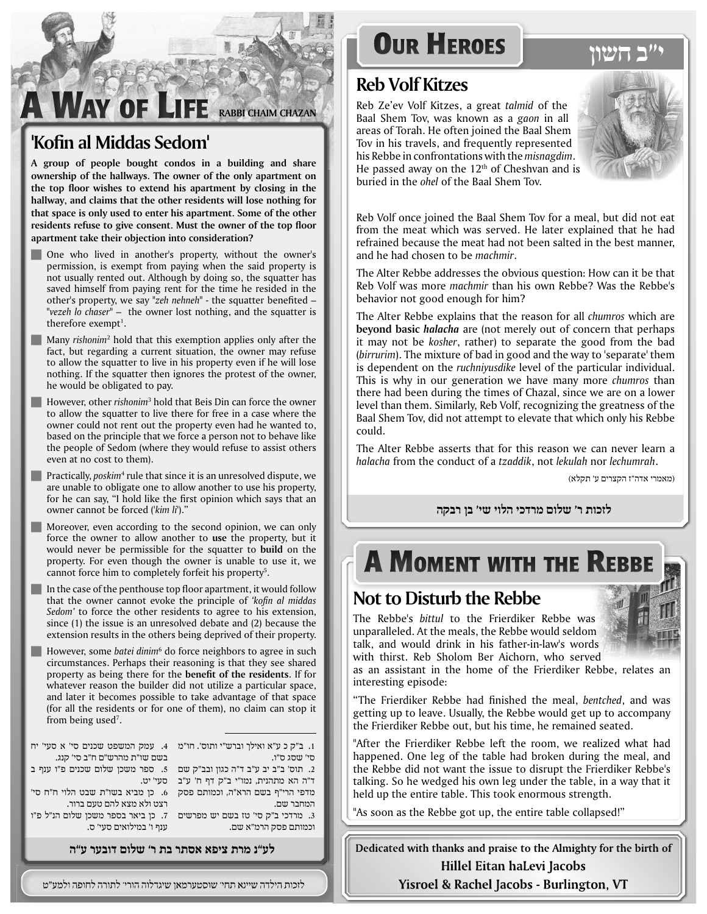# A Way of Life

RABBI CHAIM CHAZAN

## 'Kofin al Middas Sedom'

**A group of people bought condos in a building and share ownership of the hallways. The owner of the only apartment on the top floor wishes to extend his apartment by closing in the hallway, and claims that the other residents will lose nothing for that space is only used to enter his apartment. Some of the other residents refuse to give consent. Must the owner of the top floor apartment take their objection into consideration?**

- One who lived in another's property, without the owner's permission, is exempt from paying when the said property is not usually rented out. Although by doing so, the squatter has saved himself from paying rent for the time he resided in the other's property, we say "*zeh nehneh*" - the squatter benefited – "*vezeh lo chaser*" – the owner lost nothing, and the squatter is therefore exempt[1].
- Many *rishonim*[2] hold that this exemption applies only after the fact, but regarding a current situation, the owner may refuse to allow the squatter to live in his property even if he will lose nothing. If the squatter then ignores the protest of the owner, he would be obligated to pay.
- However, other *rishonim*[3] hold that Beis Din can force the owner to allow the squatter to live there for free in a case where the owner could not rent out the property even had he wanted to, based on the principle that we force a person not to behave like the people of Sedom (where they would refuse to assist others even at no cost to them).
- Practically, *poskim*[4] rule that since it is an unresolved dispute, we are unable to obligate one to allow another to use his property, for he can say, "I hold like the first opinion which says that an owner cannot be forced ('*kim li*')."
- Moreover, even according to the second opinion, we can only force the owner to allow another to **use** the property, but it would never be permissible for the squatter to **build** on the property. For even though the owner is unable to use it, we cannot force him to completely forfeit his property[5].
- In the case of the penthouse top floor apartment, it would follow that the owner cannot evoke the principle of '*kofin al middas Sedom*' to force the other residents to agree to his extension, since (1) the issue is an unresolved debate and (2) because the extension results in the others being deprived of their property.
- However, some *batei dinim*[6] do force neighbors to agree in such circumstances. Perhaps their reasoning is that they see shared property as being there for the **benefit of the residents**. If for whatever reason the builder did not utilize a particular space, and later it becomes possible to take advantage of that space (for all the residents or for one of them), no claim can stop it from being used[7].

1. ב"ק כ ע"א ואילך וברש"י ותוס'. חו"מ סי' שסג ס"ו.
2. תוס' ב"ב יב ע"ב ד"ה כגון ובב"ק שם ד"ה הא מתהנית, נמו"י ב"ק דף ח' ע"ב מדפי הרי"ף בשם הרא"ה, וכמותם פסק המחבר שם.
3. מרדכי ב"ק סי' טז בשם יש מפרשים וכמותם פסק הרמ"א שם.
4. עמק המשפט שכנים סי' א סעי' יח בשם שו"ת מהרש"ם ח"ב סי' קנג.
5. ספר משכן שלום שכנים פ"ו ענף ב סעי' יט.
6. כן מביא בשו"ת שבט הלוי ח"ח סי' רצט ולא מצא להם טעם ברור.
7. כן ביאר בספר משכן שלום הנ"ל פ"ו ענף ו' במילואים סעי' ס.

**לע"נ מרת ציפא אסתר בת ר' שלום דובער ע"ה**

לזכות הילדה שיינא תחי' שוסטערמאן שיגדלוה הורי' לתורה לחופה ולמע"ט

# Our Heroes

**י"ב חשון**

## Reb Volf Kitzes

Reb Ze'ev Volf Kitzes, a great *talmid* of the Baal Shem Tov, was known as a *gaon* in all areas of Torah. He often joined the Baal Shem Tov in his travels, and frequently represented his Rebbe in confrontations with the *misnagdim*. He passed away on the 12th of Cheshvan and is buried in the *ohel* of the Baal Shem Tov.

Reb Volf once joined the Baal Shem Tov for a meal, but did not eat from the meat which was served. He later explained that he had refrained because the meat had not been salted in the best manner, and he had chosen to be *machmir*.

The Alter Rebbe addresses the obvious question: How can it be that Reb Volf was more *machmir* than his own Rebbe? Was the Rebbe's behavior not good enough for him?

The Alter Rebbe explains that the reason for all *chumros* which are **beyond basic *halacha*** are (not merely out of concern that perhaps it may not be *kosher*, rather) to separate the good from the bad (*birrurim*). The mixture of bad in good and the way to 'separate' them is dependent on the *ruchniyusdike* level of the particular individual. This is why in our generation we have many more *chumros* than there had been during the times of Chazal, since we are on a lower level than them. Similarly, Reb Volf, recognizing the greatness of the Baal Shem Tov, did not attempt to elevate that which only his Rebbe could.

The Alter Rebbe asserts that for this reason we can never learn a *halacha* from the conduct of a *tzaddik*, not *lekulah* nor *lechumrah*.

(מאמרי אדה"ז הקצרים ע' תקלא)

**לזכות ר' שלום מרדכי הלוי שי' בן רבקה**

# A Moment with the Rebbe

## Not to Disturb the Rebbe

The Rebbe's *bittul* to the Frierdiker Rebbe was unparalleled. At the meals, the Rebbe would seldom talk, and would drink in his father-in-law's words with thirst. Reb Sholom Ber Aichorn, who served as an assistant in the home of the Frierdiker Rebbe, relates an interesting episode:

"The Frierdiker Rebbe had finished the meal, *bentched*, and was getting up to leave. Usually, the Rebbe would get up to accompany the Frierdiker Rebbe out, but his time, he remained seated.

"After the Frierdiker Rebbe left the room, we realized what had happened. One leg of the table had broken during the meal, and the Rebbe did not want the issue to disrupt the Frierdiker Rebbe's talking. So he wedged his own leg under the table, in a way that it held up the entire table. This took enormous strength.

"As soon as the Rebbe got up, the entire table collapsed!"

**Dedicated with thanks and praise to the Almighty for the birth of**
**Hillel Eitan haLevi Jacobs**
**Yisroel & Rachel Jacobs - Burlington, VT**